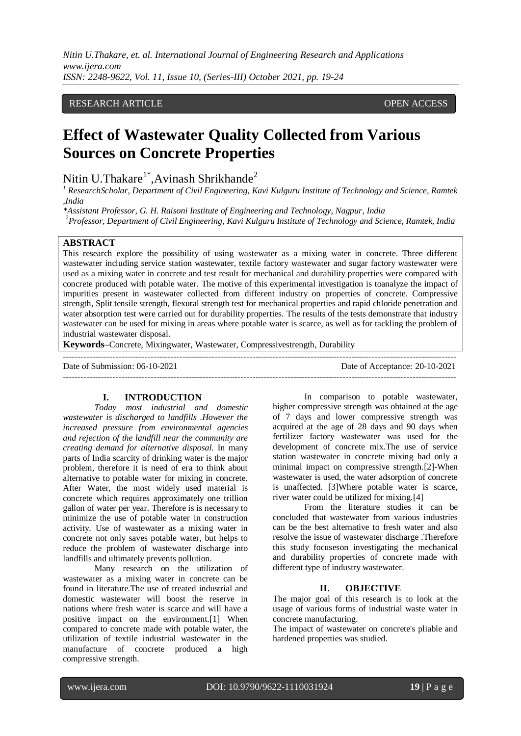RESEARCH ARTICLE OPEN ACCESS

# Effect of Wastewater Quality Collected from Various Sources on Concrete Properties

Nitin U.Thakare[1*], Avinash Shrikhande[2]

[1] ResearchScholar, Department of Civil Engineering, Kavi Kulguru Institute of Technology and Science, Ramtek ,India

*Assistant Professor, G. H. Raisoni Institute of Engineering and Technology, Nagpur, India

[2]Professor, Department of Civil Engineering, Kavi Kulguru Institute of Technology and Science, Ramtek, India

## ABSTRACT

This research explore the possibility of using wastewater as a mixing water in concrete. Three different wastewater including service station wastewater, textile factory wastewater and sugar factory wastewater were used as a mixing water in concrete and test result for mechanical and durability properties were compared with concrete produced with potable water. The motive of this experimental investigation is toanalyze the impact of impurities present in wastewater collected from different industry on properties of concrete. Compressive strength, Split tensile strength, flexural strength test for mechanical properties and rapid chloride penetration and water absorption test were carried out for durability properties. The results of the tests demonstrate that industry wastewater can be used for mixing in areas where potable water is scarce, as well as for tackling the problem of industrial wastewater disposal.

**Keywords–**Concrete, Mixingwater, Wastewater, Compressivestrength, Durability

Date of Submission: 06-10-2021 Date of Acceptance: 20-10-2021

## I. INTRODUCTION

*Today most industrial and domestic wastewater is discharged to landfills .However the increased pressure from environmental agencies and rejection of the landfill near the community are creating demand for alternative disposal.* In many parts of India scarcity of drinking water is the major problem, therefore it is need of era to think about alternative to potable water for mixing in concrete. After Water, the most widely used material is concrete which requires approximately one trillion gallon of water per year. Therefore is is necessary to minimize the use of potable water in construction activity. Use of wastewater as a mixing water in concrete not only saves potable water, but helps to reduce the problem of wastewater discharge into landfills and ultimately prevents pollution.

Many research on the utilization of wastewater as a mixing water in concrete can be found in literature.The use of treated industrial and domestic wastewater will boost the reserve in nations where fresh water is scarce and will have a positive impact on the environment.[1] When compared to concrete made with potable water, the utilization of textile industrial wastewater in the manufacture of concrete produced a high compressive strength.

In comparison to potable wastewater, higher compressive strength was obtained at the age of 7 days and lower compressive strength was acquired at the age of 28 days and 90 days when fertilizer factory wastewater was used for the development of concrete mix.The use of service station wastewater in concrete mixing had only a minimal impact on compressive strength.[2]-When wastewater is used, the water adsorption of concrete is unaffected. [3]Where potable water is scarce, river water could be utilized for mixing.[4]

From the literature studies it can be concluded that wastewater from various industries can be the best alternative to fresh water and also resolve the issue of wastewater discharge .Therefore this study focuseson investigating the mechanical and durability properties of concrete made with different type of industry wastewater.

## II. OBJECTIVE

The major goal of this research is to look at the usage of various forms of industrial waste water in concrete manufacturing.

The impact of wastewater on concrete's pliable and hardened properties was studied.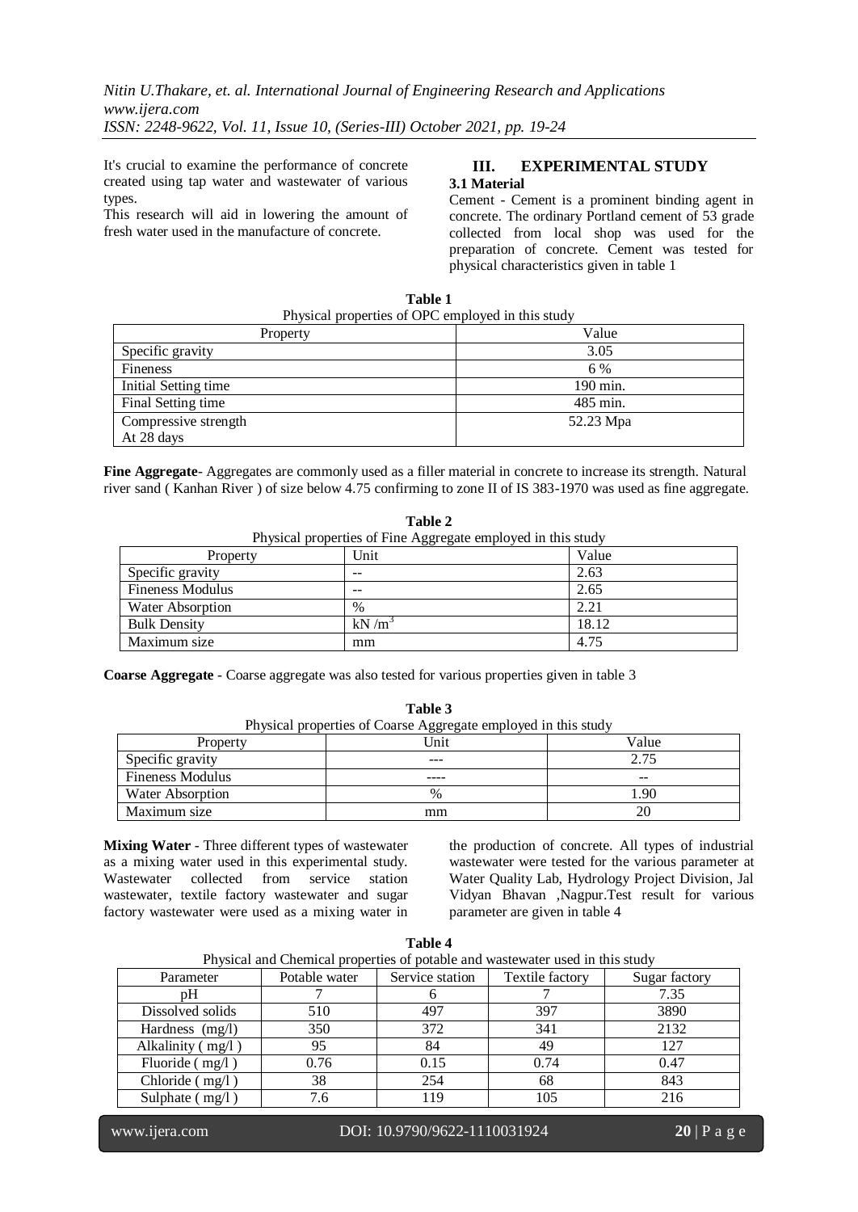It's crucial to examine the performance of concrete created using tap water and wastewater of various types.

This research will aid in lowering the amount of fresh water used in the manufacture of concrete.

## III. EXPERIMENTAL STUDY

### 3.1 Material

Cement - Cement is a prominent binding agent in concrete. The ordinary Portland cement of 53 grade collected from local shop was used for the preparation of concrete. Cement was tested for physical characteristics given in table 1

**Table 1**
Physical properties of OPC employed in this study

| Property | Value |
|---|---|
| Specific gravity | 3.05 |
| Fineness | 6 % |
| Initial Setting time | 190 min. |
| Final Setting time | 485 min. |
| Compressive strength At 28 days | 52.23 Mpa |

**Fine Aggregate**- Aggregates are commonly used as a filler material in concrete to increase its strength. Natural river sand ( Kanhan River ) of size below 4.75 confirming to zone II of IS 383-1970 was used as fine aggregate.

**Table 2**
Physical properties of Fine Aggregate employed in this study

| Property | Unit | Value |
|---|---|---|
| Specific gravity | -- | 2.63 |
| Fineness Modulus | -- | 2.65 |
| Water Absorption | % | 2.21 |
| Bulk Density | $kN/m^3$ | 18.12 |
| Maximum size | mm | 4.75 |

**Coarse Aggregate** - Coarse aggregate was also tested for various properties given in table 3

**Table 3**
Physical properties of Coarse Aggregate employed in this study

| Property | Unit | Value |
|---|---|---|
| Specific gravity | --- | 2.75 |
| Fineness Modulus | ---- | -- |
| Water Absorption | % | 1.90 |
| Maximum size | mm | 20 |

**Mixing Water** - Three different types of wastewater as a mixing water used in this experimental study. Wastewater collected from service station wastewater, textile factory wastewater and sugar factory wastewater were used as a mixing water in the production of concrete. All types of industrial wastewater were tested for the various parameter at Water Quality Lab, Hydrology Project Division, Jal Vidyan Bhavan ,Nagpur.Test result for various parameter are given in table 4

**Table 4**
Physical and Chemical properties of potable and wastewater used in this study

| Parameter | Potable water | Service station | Textile factory | Sugar factory |
|---|---|---|---|---|
| pH | 7 | 6 | 7 | 7.35 |
| Dissolved solids | 510 | 497 | 397 | 3890 |
| Hardness (mg/l) | 350 | 372 | 341 | 2132 |
| Alkalinity ( mg/l ) | 95 | 84 | 49 | 127 |
| Fluoride ( mg/l ) | 0.76 | 0.15 | 0.74 | 0.47 |
| Chloride ( mg/l ) | 38 | 254 | 68 | 843 |
| Sulphate ( mg/l ) | 7.6 | 119 | 105 | 216 |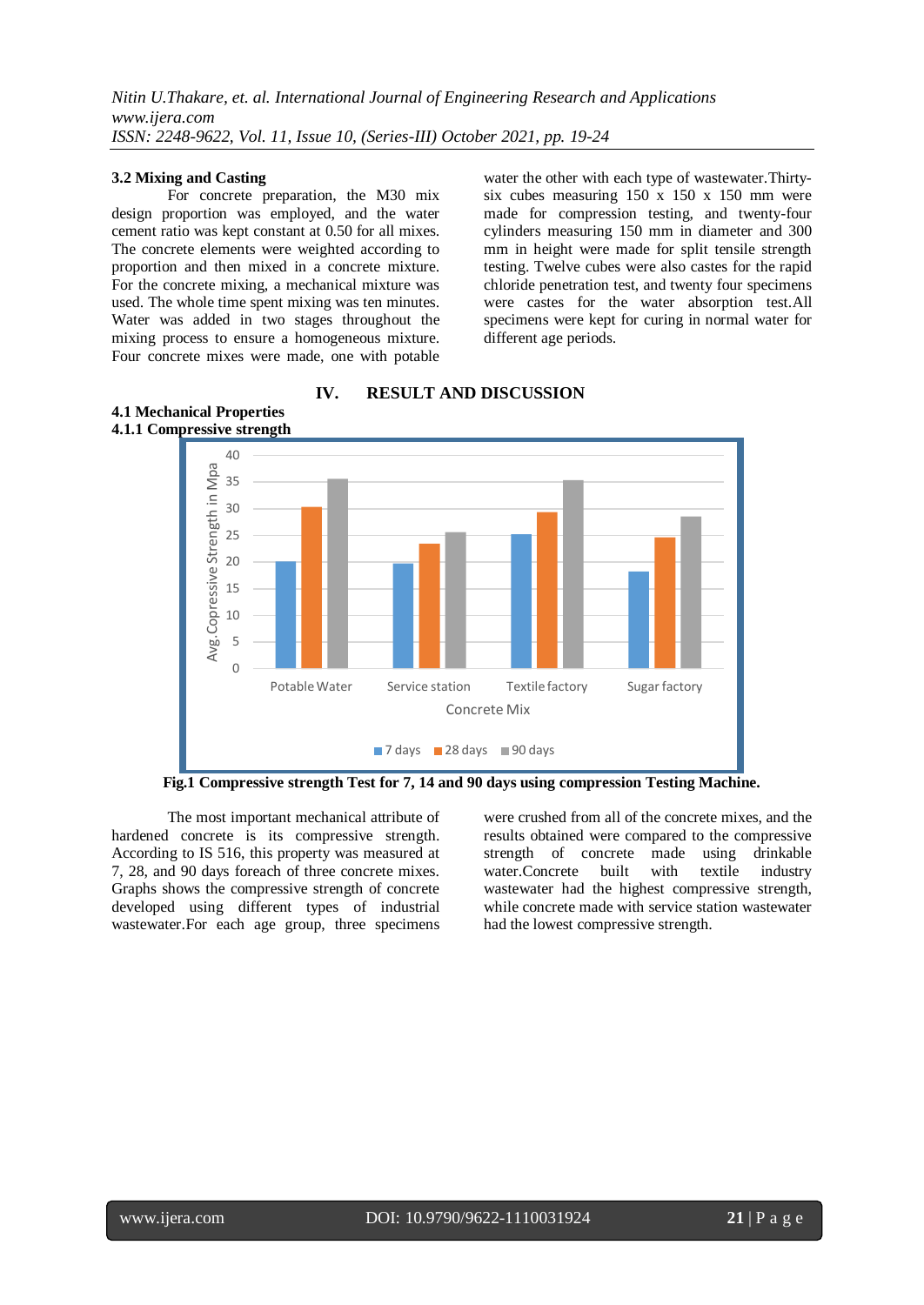### 3.2 Mixing and Casting

For concrete preparation, the M30 mix design proportion was employed, and the water cement ratio was kept constant at 0.50 for all mixes. The concrete elements were weighted according to proportion and then mixed in a concrete mixture. For the concrete mixing, a mechanical mixture was used. The whole time spent mixing was ten minutes. Water was added in two stages throughout the mixing process to ensure a homogeneous mixture. Four concrete mixes were made, one with potable water the other with each type of wastewater.Thirty-six cubes measuring 150 x 150 x 150 mm were made for compression testing, and twenty-four cylinders measuring 150 mm in diameter and 300 mm in height were made for split tensile strength testing. Twelve cubes were also castes for the rapid chloride penetration test, and twenty four specimens were castes for the water absorption test.All specimens were kept for curing in normal water for different age periods.

## IV. RESULT AND DISCUSSION

### 4.1 Mechanical Properties

#### 4.1.1 Compressive strength

**Fig.1 Compressive strength Test for 7, 14 and 90 days using compression Testing Machine.**

The most important mechanical attribute of hardened concrete is its compressive strength. According to IS 516, this property was measured at 7, 28, and 90 days foreach of three concrete mixes. Graphs shows the compressive strength of concrete developed using different types of industrial wastewater.For each age group, three specimens were crushed from all of the concrete mixes, and the results obtained were compared to the compressive strength of concrete made using drinkable water.Concrete built with textile industry wastewater had the highest compressive strength, while concrete made with service station wastewater had the lowest compressive strength.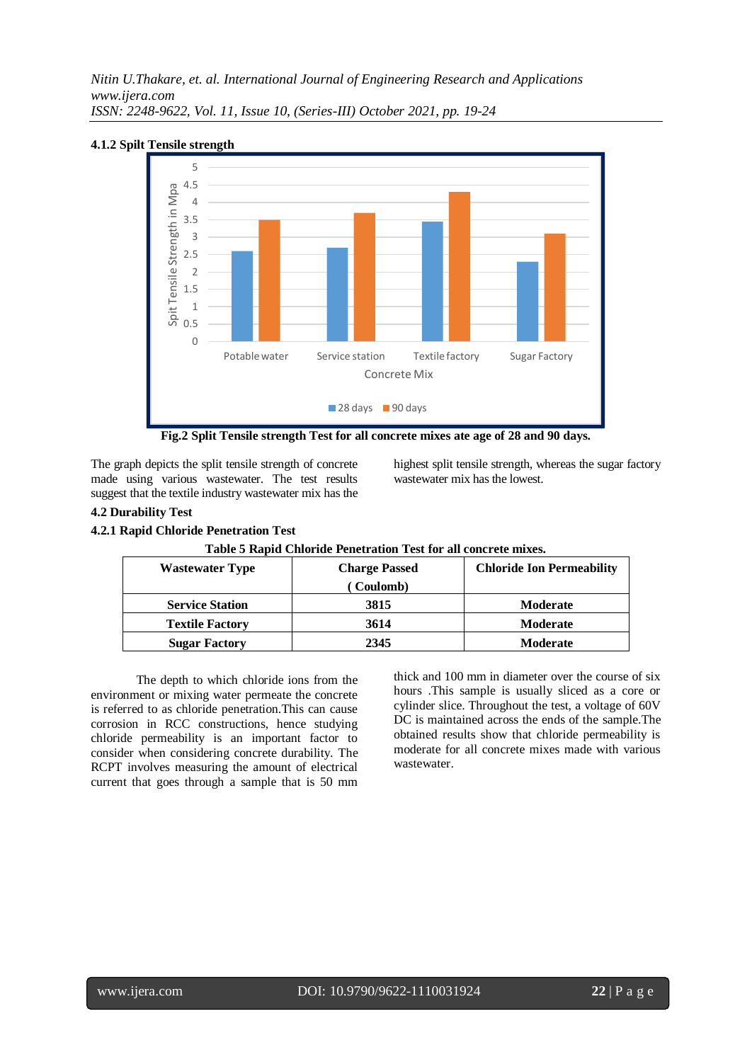#### 4.1.2 Spilt Tensile strength

Fig.2 Split Tensile strength Test for all concrete mixes ate age of 28 and 90 days.

The graph depicts the split tensile strength of concrete made using various wastewater. The test results suggest that the textile industry wastewater mix has the highest split tensile strength, whereas the sugar factory wastewater mix has the lowest.

### 4.2 Durability Test

#### 4.2.1 Rapid Chloride Penetration Test

**Table 5 Rapid Chloride Penetration Test for all concrete mixes.**

| Wastewater Type | Charge Passed ( Coulomb) | Chloride Ion Permeability |
|---|---|---|
| Service Station | 3815 | Moderate |
| Textile Factory | 3614 | Moderate |
| Sugar Factory | 2345 | Moderate |

The depth to which chloride ions from the environment or mixing water permeate the concrete is referred to as chloride penetration.This can cause corrosion in RCC constructions, hence studying chloride permeability is an important factor to consider when considering concrete durability. The RCPT involves measuring the amount of electrical current that goes through a sample that is 50 mm thick and 100 mm in diameter over the course of six hours .This sample is usually sliced as a core or cylinder slice. Throughout the test, a voltage of 60V DC is maintained across the ends of the sample.The obtained results show that chloride permeability is moderate for all concrete mixes made with various wastewater.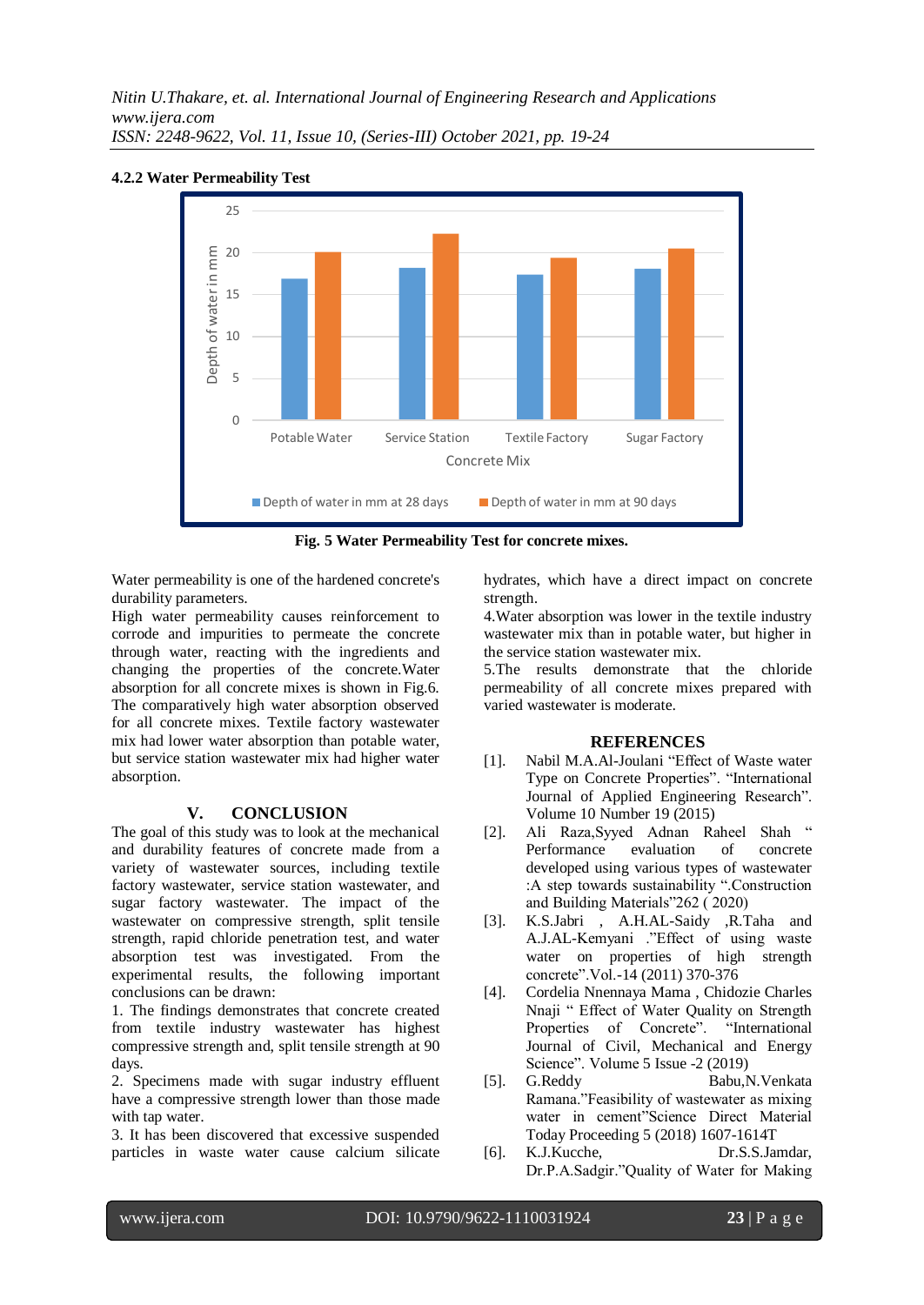#### 4.2.2 Water Permeability Test

**Fig. 5 Water Permeability Test for concrete mixes.**

Water permeability is one of the hardened concrete's durability parameters.

High water permeability causes reinforcement to corrode and impurities to permeate the concrete through water, reacting with the ingredients and changing the properties of the concrete.Water absorption for all concrete mixes is shown in Fig.6. The comparatively high water absorption observed for all concrete mixes. Textile factory wastewater mix had lower water absorption than potable water, but service station wastewater mix had higher water absorption.

## V. CONCLUSION

The goal of this study was to look at the mechanical and durability features of concrete made from a variety of wastewater sources, including textile factory wastewater, service station wastewater, and sugar factory wastewater. The impact of the wastewater on compressive strength, split tensile strength, rapid chloride penetration test, and water absorption test was investigated. From the experimental results, the following important conclusions can be drawn:

1. The findings demonstrates that concrete created from textile industry wastewater has highest compressive strength and, split tensile strength at 90 days.

2. Specimens made with sugar industry effluent have a compressive strength lower than those made with tap water.

3. It has been discovered that excessive suspended particles in waste water cause calcium silicate hydrates, which have a direct impact on concrete strength.

4.Water absorption was lower in the textile industry wastewater mix than in potable water, but higher in the service station wastewater mix.

5.The results demonstrate that the chloride permeability of all concrete mixes prepared with varied wastewater is moderate.

## REFERENCES

[1]. Nabil M.A.Al-Joulani "Effect of Waste water Type on Concrete Properties". "International Journal of Applied Engineering Research". Volume 10 Number 19 (2015)

[2]. Ali Raza,Syyed Adnan Raheel Shah " Performance evaluation of concrete developed using various types of wastewater :A step towards sustainability ".Construction and Building Materials"262 ( 2020)

[3]. K.S.Jabri , A.H.AL-Saidy ,R.Taha and A.J.AL-Kemyani ."Effect of using waste water on properties of high strength concrete".Vol.-14 (2011) 370-376

[4]. Cordelia Nnennaya Mama , Chidozie Charles Nnaji " Effect of Water Quality on Strength Properties of Concrete". "International Journal of Civil, Mechanical and Energy Science". Volume 5 Issue -2 (2019)

[5]. G.Reddy Babu,N.Venkata Ramana."Feasibility of wastewater as mixing water in cement"Science Direct Material Today Proceeding 5 (2018) 1607-1614T

[6]. K.J.Kucche, Dr.S.S.Jamdar, Dr.P.A.Sadgir."Quality of Water for Making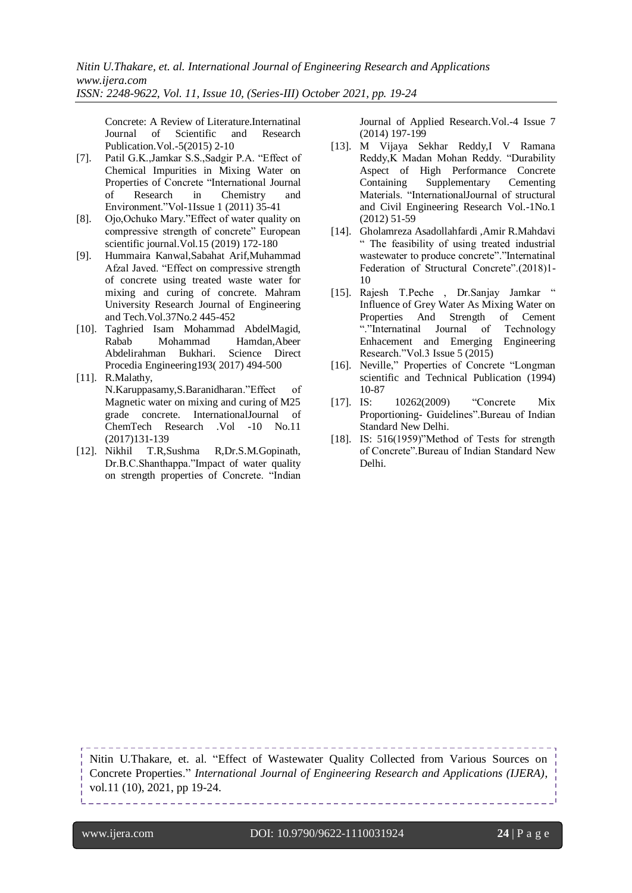Concrete: A Review of Literature.Internatinal Journal of Scientific and Research Publication.Vol.-5(2015) 2-10

[7]. Patil G.K.,Jamkar S.S.,Sadgir P.A. "Effect of Chemical Impurities in Mixing Water on Properties of Concrete "International Journal of Research in Chemistry and Environment."Vol-1Issue 1 (2011) 35-41

[8]. Ojo,Ochuko Mary."Effect of water quality on compressive strength of concrete" European scientific journal.Vol.15 (2019) 172-180

[9]. Hummaira Kanwal,Sabahat Arif,Muhammad Afzal Javed. "Effect on compressive strength of concrete using treated waste water for mixing and curing of concrete. Mahram University Research Journal of Engineering and Tech.Vol.37No.2 445-452

[10]. Taghried Isam Mohammad AbdelMagid, Rabab Mohammad Hamdan,Abeer Abdelirahman Bukhari. Science Direct Procedia Engineering193( 2017) 494-500

[11]. R.Malathy, N.Karuppasamy,S.Baranidharan."Effect of Magnetic water on mixing and curing of M25 grade concrete. InternationalJournal of ChemTech Research .Vol -10 No.11 (2017)131-139

[12]. Nikhil T.R,Sushma R,Dr.S.M.Gopinath, Dr.B.C.Shanthappa."Impact of water quality on strength properties of Concrete. "Indian Journal of Applied Research.Vol.-4 Issue 7 (2014) 197-199

[13]. M Vijaya Sekhar Reddy,I V Ramana Reddy,K Madan Mohan Reddy. "Durability Aspect of High Performance Concrete Containing Supplementary Cementing Materials. "InternationalJournal of structural and Civil Engineering Research Vol.-1No.1 (2012) 51-59

[14]. Gholamreza Asadollahfardi ,Amir R.Mahdavi " The feasibility of using treated industrial wastewater to produce concrete"."Internatinal Federation of Structural Concrete".(2018)1-10

[15]. Rajesh T.Peche , Dr.Sanjay Jamkar " Influence of Grey Water As Mixing Water on Properties And Strength of Cement "."Internatinal Journal of Technology Enhacement and Emerging Engineering Research."Vol.3 Issue 5 (2015)

[16]. Neville," Properties of Concrete "Longman scientific and Technical Publication (1994) 10-87

[17]. IS: 10262(2009) "Concrete Mix Proportioning- Guidelines".Bureau of Indian Standard New Delhi.

[18]. IS: 516(1959)"Method of Tests for strength of Concrete".Bureau of Indian Standard New Delhi.

Nitin U.Thakare, et. al. "Effect of Wastewater Quality Collected from Various Sources on Concrete Properties." *International Journal of Engineering Research and Applications (IJERA)*, vol.11 (10), 2021, pp 19-24.